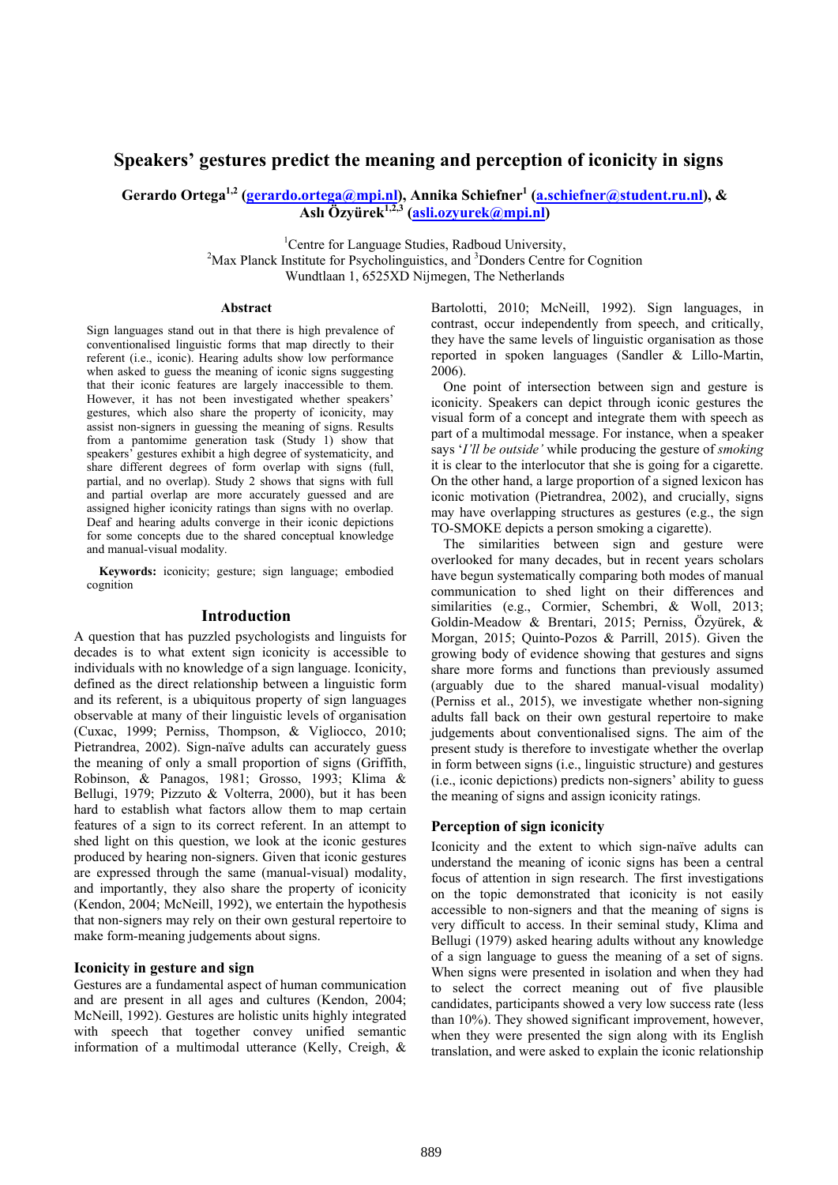# Speakers' gestures predict the meaning and perception of iconicity in signs

**Gerardo Ortega[1,2] (gerardo.ortega@mpi.nl), Annika Schiefner[1] (a.schiefner@student.ru.nl), & Aslı Özyürek[1,2,3] (asli.ozyurek@mpi.nl)**

[1]Centre for Language Studies, Radboud University,
[2]Max Planck Institute for Psycholinguistics, and [3]Donders Centre for Cognition
Wundtlaan 1, 6525XD Nijmegen, The Netherlands

## Abstract

Sign languages stand out in that there is high prevalence of conventionalised linguistic forms that map directly to their referent (i.e., iconic). Hearing adults show low performance when asked to guess the meaning of iconic signs suggesting that their iconic features are largely inaccessible to them. However, it has not been investigated whether speakers' gestures, which also share the property of iconicity, may assist non-signers in guessing the meaning of signs. Results from a pantomime generation task (Study 1) show that speakers' gestures exhibit a high degree of systematicity, and share different degrees of form overlap with signs (full, partial, and no overlap). Study 2 shows that signs with full and partial overlap are more accurately guessed and are assigned higher iconicity ratings than signs with no overlap. Deaf and hearing adults converge in their iconic depictions for some concepts due to the shared conceptual knowledge and manual-visual modality.

**Keywords:** iconicity; gesture; sign language; embodied cognition

## Introduction

A question that has puzzled psychologists and linguists for decades is to what extent sign iconicity is accessible to individuals with no knowledge of a sign language. Iconicity, defined as the direct relationship between a linguistic form and its referent, is a ubiquitous property of sign languages observable at many of their linguistic levels of organisation (Cuxac, 1999; Perniss, Thompson, & Vigliocco, 2010; Pietrandrea, 2002). Sign-naïve adults can accurately guess the meaning of only a small proportion of signs (Griffith, Robinson, & Panagos, 1981; Grosso, 1993; Klima & Bellugi, 1979; Pizzuto & Volterra, 2000), but it has been hard to establish what factors allow them to map certain features of a sign to its correct referent. In an attempt to shed light on this question, we look at the iconic gestures produced by hearing non-signers. Given that iconic gestures are expressed through the same (manual-visual) modality, and importantly, they also share the property of iconicity (Kendon, 2004; McNeill, 1992), we entertain the hypothesis that non-signers may rely on their own gestural repertoire to make form-meaning judgements about signs.

### Iconicity in gesture and sign

Gestures are a fundamental aspect of human communication and are present in all ages and cultures (Kendon, 2004; McNeill, 1992). Gestures are holistic units highly integrated with speech that together convey unified semantic information of a multimodal utterance (Kelly, Creigh, & Bartolotti, 2010; McNeill, 1992). Sign languages, in contrast, occur independently from speech, and critically, they have the same levels of linguistic organisation as those reported in spoken languages (Sandler & Lillo-Martin, 2006).

One point of intersection between sign and gesture is iconicity. Speakers can depict through iconic gestures the visual form of a concept and integrate them with speech as part of a multimodal message. For instance, when a speaker says '*I'll be outside'* while producing the gesture of *smoking* it is clear to the interlocutor that she is going for a cigarette. On the other hand, a large proportion of a signed lexicon has iconic motivation (Pietrandrea, 2002), and crucially, signs may have overlapping structures as gestures (e.g., the sign TO-SMOKE depicts a person smoking a cigarette).

The similarities between sign and gesture were overlooked for many decades, but in recent years scholars have begun systematically comparing both modes of manual communication to shed light on their differences and similarities (e.g., Cormier, Schembri, & Woll, 2013; Goldin-Meadow & Brentari, 2015; Perniss, Özyürek, & Morgan, 2015; Quinto-Pozos & Parrill, 2015). Given the growing body of evidence showing that gestures and signs share more forms and functions than previously assumed (arguably due to the shared manual-visual modality) (Perniss et al., 2015), we investigate whether non-signing adults fall back on their own gestural repertoire to make judgements about conventionalised signs. The aim of the present study is therefore to investigate whether the overlap in form between signs (i.e., linguistic structure) and gestures (i.e., iconic depictions) predicts non-signers' ability to guess the meaning of signs and assign iconicity ratings.

### Perception of sign iconicity

Iconicity and the extent to which sign-naïve adults can understand the meaning of iconic signs has been a central focus of attention in sign research. The first investigations on the topic demonstrated that iconicity is not easily accessible to non-signers and that the meaning of signs is very difficult to access. In their seminal study, Klima and Bellugi (1979) asked hearing adults without any knowledge of a sign language to guess the meaning of a set of signs. When signs were presented in isolation and when they had to select the correct meaning out of five plausible candidates, participants showed a very low success rate (less than 10%). They showed significant improvement, however, when they were presented the sign along with its English translation, and were asked to explain the iconic relationship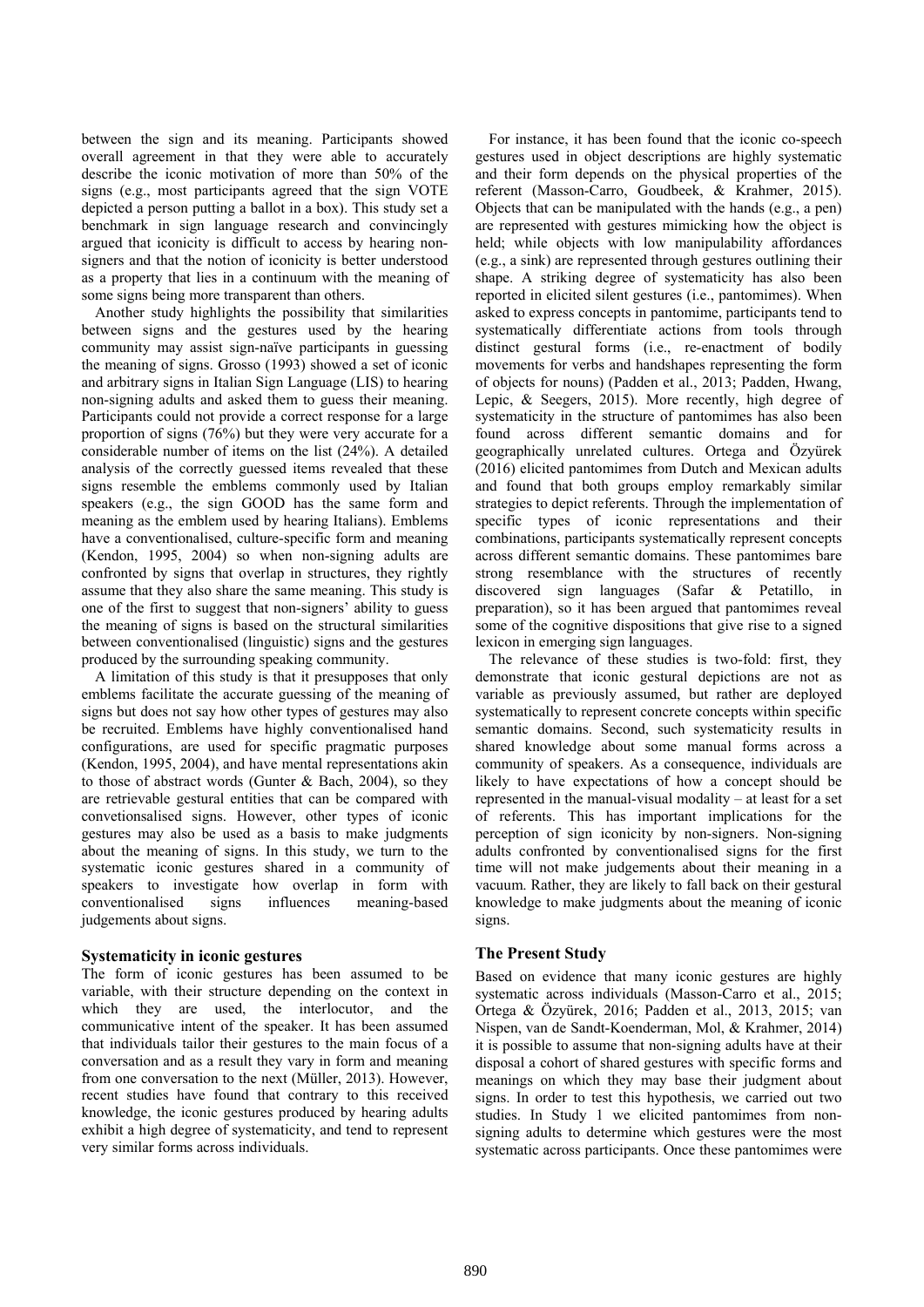between the sign and its meaning. Participants showed overall agreement in that they were able to accurately describe the iconic motivation of more than 50% of the signs (e.g., most participants agreed that the sign VOTE depicted a person putting a ballot in a box). This study set a benchmark in sign language research and convincingly argued that iconicity is difficult to access by hearing non-signers and that the notion of iconicity is better understood as a property that lies in a continuum with the meaning of some signs being more transparent than others.

Another study highlights the possibility that similarities between signs and the gestures used by the hearing community may assist sign-naïve participants in guessing the meaning of signs. Grosso (1993) showed a set of iconic and arbitrary signs in Italian Sign Language (LIS) to hearing non-signing adults and asked them to guess their meaning. Participants could not provide a correct response for a large proportion of signs (76%) but they were very accurate for a considerable number of items on the list (24%). A detailed analysis of the correctly guessed items revealed that these signs resemble the emblems commonly used by Italian speakers (e.g., the sign GOOD has the same form and meaning as the emblem used by hearing Italians). Emblems have a conventionalised, culture-specific form and meaning (Kendon, 1995, 2004) so when non-signing adults are confronted by signs that overlap in structures, they rightly assume that they also share the same meaning. This study is one of the first to suggest that non-signers' ability to guess the meaning of signs is based on the structural similarities between conventionalised (linguistic) signs and the gestures produced by the surrounding speaking community.

A limitation of this study is that it presupposes that only emblems facilitate the accurate guessing of the meaning of signs but does not say how other types of gestures may also be recruited. Emblems have highly conventionalised hand configurations, are used for specific pragmatic purposes (Kendon, 1995, 2004), and have mental representations akin to those of abstract words (Gunter & Bach, 2004), so they are retrievable gestural entities that can be compared with convetionsalised signs. However, other types of iconic gestures may also be used as a basis to make judgments about the meaning of signs. In this study, we turn to the systematic iconic gestures shared in a community of speakers to investigate how overlap in form with conventionalised signs influences meaning-based judgements about signs.

## Systematicity in iconic gestures

The form of iconic gestures has been assumed to be variable, with their structure depending on the context in which they are used, the interlocutor, and the communicative intent of the speaker. It has been assumed that individuals tailor their gestures to the main focus of a conversation and as a result they vary in form and meaning from one conversation to the next (Müller, 2013). However, recent studies have found that contrary to this received knowledge, the iconic gestures produced by hearing adults exhibit a high degree of systematicity, and tend to represent very similar forms across individuals.

For instance, it has been found that the iconic co-speech gestures used in object descriptions are highly systematic and their form depends on the physical properties of the referent (Masson-Carro, Goudbeek, & Krahmer, 2015). Objects that can be manipulated with the hands (e.g., a pen) are represented with gestures mimicking how the object is held; while objects with low manipulability affordances (e.g., a sink) are represented through gestures outlining their shape. A striking degree of systematicity has also been reported in elicited silent gestures (i.e., pantomimes). When asked to express concepts in pantomime, participants tend to systematically differentiate actions from tools through distinct gestural forms (i.e., re-enactment of bodily movements for verbs and handshapes representing the form of objects for nouns) (Padden et al., 2013; Padden, Hwang, Lepic, & Seegers, 2015). More recently, high degree of systematicity in the structure of pantomimes has also been found across different semantic domains and for geographically unrelated cultures. Ortega and Özyürek (2016) elicited pantomimes from Dutch and Mexican adults and found that both groups employ remarkably similar strategies to depict referents. Through the implementation of specific types of iconic representations and their combinations, participants systematically represent concepts across different semantic domains. These pantomimes bare strong resemblance with the structures of recently discovered sign languages (Safar & Petatillo, in preparation), so it has been argued that pantomimes reveal some of the cognitive dispositions that give rise to a signed lexicon in emerging sign languages.

The relevance of these studies is two-fold: first, they demonstrate that iconic gestural depictions are not as variable as previously assumed, but rather are deployed systematically to represent concrete concepts within specific semantic domains. Second, such systematicity results in shared knowledge about some manual forms across a community of speakers. As a consequence, individuals are likely to have expectations of how a concept should be represented in the manual-visual modality – at least for a set of referents. This has important implications for the perception of sign iconicity by non-signers. Non-signing adults confronted by conventionalised signs for the first time will not make judgements about their meaning in a vacuum. Rather, they are likely to fall back on their gestural knowledge to make judgments about the meaning of iconic signs.

## The Present Study

Based on evidence that many iconic gestures are highly systematic across individuals (Masson-Carro et al., 2015; Ortega & Özyürek, 2016; Padden et al., 2013, 2015; van Nispen, van de Sandt-Koenderman, Mol, & Krahmer, 2014) it is possible to assume that non-signing adults have at their disposal a cohort of shared gestures with specific forms and meanings on which they may base their judgment about signs. In order to test this hypothesis, we carried out two studies. In Study 1 we elicited pantomimes from non-signing adults to determine which gestures were the most systematic across participants. Once these pantomimes were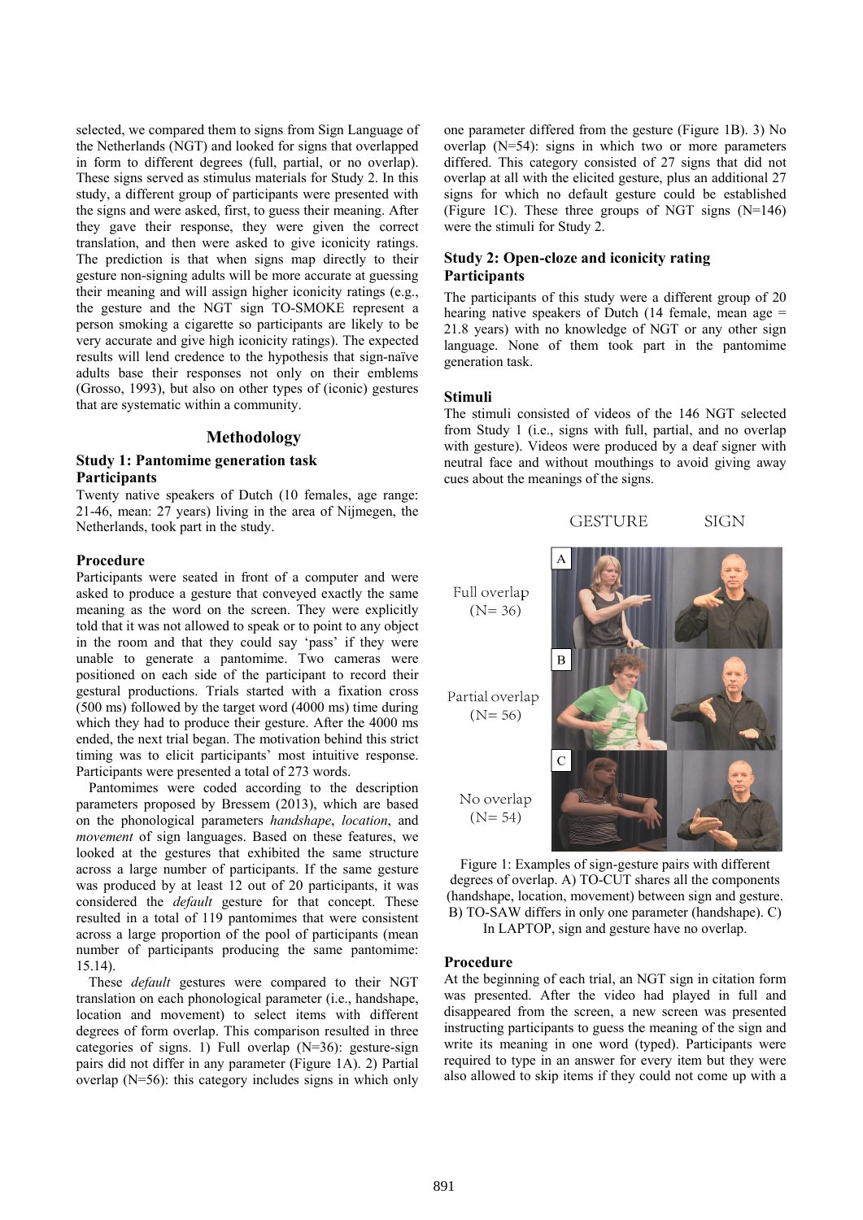selected, we compared them to signs from Sign Language of the Netherlands (NGT) and looked for signs that overlapped in form to different degrees (full, partial, or no overlap). These signs served as stimulus materials for Study 2. In this study, a different group of participants were presented with the signs and were asked, first, to guess their meaning. After they gave their response, they were given the correct translation, and then were asked to give iconicity ratings. The prediction is that when signs map directly to their gesture non-signing adults will be more accurate at guessing their meaning and will assign higher iconicity ratings (e.g., the gesture and the NGT sign TO-SMOKE represent a person smoking a cigarette so participants are likely to be very accurate and give high iconicity ratings). The expected results will lend credence to the hypothesis that sign-naïve adults base their responses not only on their emblems (Grosso, 1993), but also on other types of (iconic) gestures that are systematic within a community.

## Methodology

### Study 1: Pantomime generation task

#### Participants

Twenty native speakers of Dutch (10 females, age range: 21-46, mean: 27 years) living in the area of Nijmegen, the Netherlands, took part in the study.

#### Procedure

Participants were seated in front of a computer and were asked to produce a gesture that conveyed exactly the same meaning as the word on the screen. They were explicitly told that it was not allowed to speak or to point to any object in the room and that they could say 'pass' if they were unable to generate a pantomime. Two cameras were positioned on each side of the participant to record their gestural productions. Trials started with a fixation cross (500 ms) followed by the target word (4000 ms) time during which they had to produce their gesture. After the 4000 ms ended, the next trial began. The motivation behind this strict timing was to elicit participants' most intuitive response. Participants were presented a total of 273 words.

Pantomimes were coded according to the description parameters proposed by Bressem (2013), which are based on the phonological parameters *handshape*, *location*, and *movement* of sign languages. Based on these features, we looked at the gestures that exhibited the same structure across a large number of participants. If the same gesture was produced by at least 12 out of 20 participants, it was considered the *default* gesture for that concept. These resulted in a total of 119 pantomimes that were consistent across a large proportion of the pool of participants (mean number of participants producing the same pantomime: 15.14).

These *default* gestures were compared to their NGT translation on each phonological parameter (i.e., handshape, location and movement) to select items with different degrees of form overlap. This comparison resulted in three categories of signs. 1) Full overlap (N=36): gesture-sign pairs did not differ in any parameter (Figure 1A). 2) Partial overlap (N=56): this category includes signs in which only one parameter differed from the gesture (Figure 1B). 3) No overlap (N=54): signs in which two or more parameters differed. This category consisted of 27 signs that did not overlap at all with the elicited gesture, plus an additional 27 signs for which no default gesture could be established (Figure 1C). These three groups of NGT signs (N=146) were the stimuli for Study 2.

### Study 2: Open-cloze and iconicity rating

#### Participants

The participants of this study were a different group of 20 hearing native speakers of Dutch (14 female, mean age = 21.8 years) with no knowledge of NGT or any other sign language. None of them took part in the pantomime generation task.

#### Stimuli

The stimuli consisted of videos of the 146 NGT selected from Study 1 (i.e., signs with full, partial, and no overlap with gesture). Videos were produced by a deaf signer with neutral face and without mouthings to avoid giving away cues about the meanings of the signs.

GESTURE SIGN

Full overlap (N= 36)

Partial overlap (N= 56)

No overlap (N= 54)

Figure 1: Examples of sign-gesture pairs with different degrees of overlap. A) TO-CUT shares all the components (handshape, location, movement) between sign and gesture. B) TO-SAW differs in only one parameter (handshape). C) In LAPTOP, sign and gesture have no overlap.

#### Procedure

At the beginning of each trial, an NGT sign in citation form was presented. After the video had played in full and disappeared from the screen, a new screen was presented instructing participants to guess the meaning of the sign and write its meaning in one word (typed). Participants were required to type in an answer for every item but they were also allowed to skip items if they could not come up with a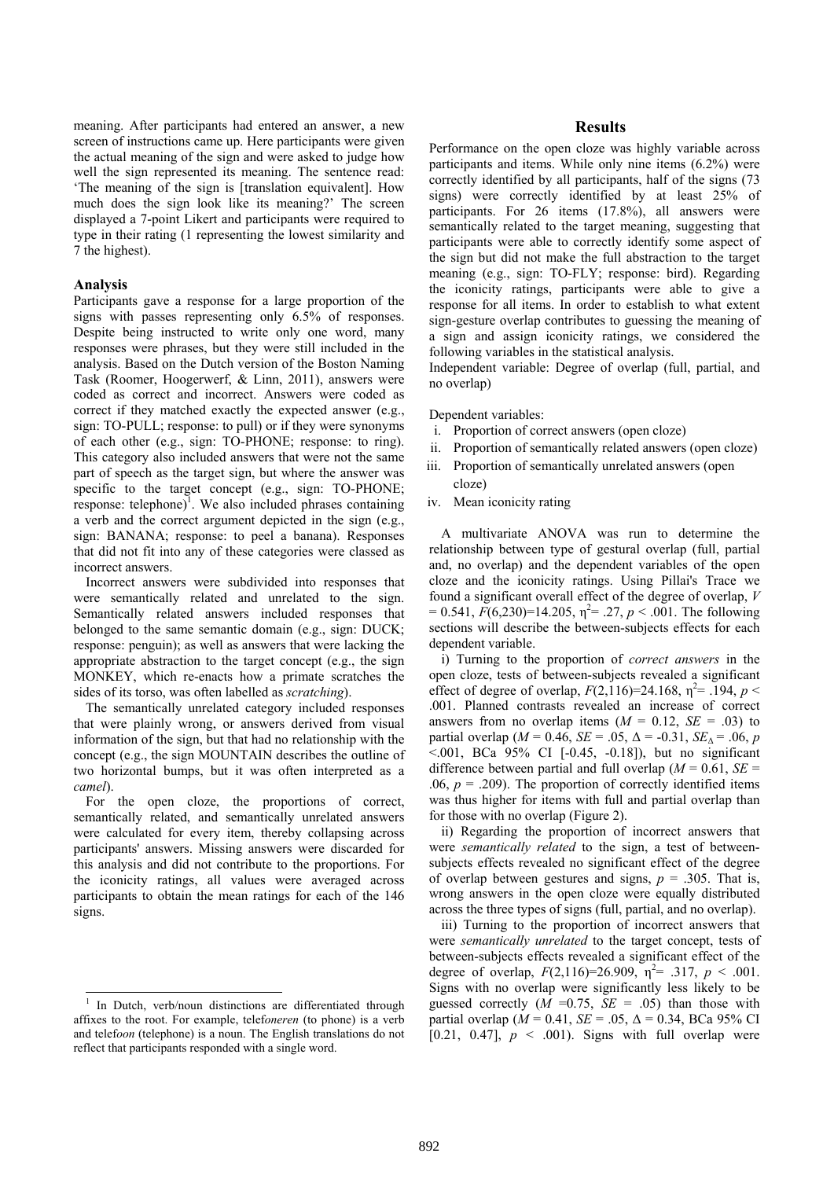meaning. After participants had entered an answer, a new screen of instructions came up. Here participants were given the actual meaning of the sign and were asked to judge how well the sign represented its meaning. The sentence read: 'The meaning of the sign is [translation equivalent]. How much does the sign look like its meaning?' The screen displayed a 7-point Likert and participants were required to type in their rating (1 representing the lowest similarity and 7 the highest).

### Analysis

Participants gave a response for a large proportion of the signs with passes representing only 6.5% of responses. Despite being instructed to write only one word, many responses were phrases, but they were still included in the analysis. Based on the Dutch version of the Boston Naming Task (Roomer, Hoogerwerf, & Linn, 2011), answers were coded as correct and incorrect. Answers were coded as correct if they matched exactly the expected answer (e.g., sign: TO-PULL; response: to pull) or if they were synonyms of each other (e.g., sign: TO-PHONE; response: to ring). This category also included answers that were not the same part of speech as the target sign, but where the answer was specific to the target concept (e.g., sign: TO-PHONE; response: telephone)[1]. We also included phrases containing a verb and the correct argument depicted in the sign (e.g., sign: BANANA; response: to peel a banana). Responses that did not fit into any of these categories were classed as incorrect answers.

Incorrect answers were subdivided into responses that were semantically related and unrelated to the sign. Semantically related answers included responses that belonged to the same semantic domain (e.g., sign: DUCK; response: penguin); as well as answers that were lacking the appropriate abstraction to the target concept (e.g., the sign MONKEY, which re-enacts how a primate scratches the sides of its torso, was often labelled as *scratching*).

The semantically unrelated category included responses that were plainly wrong, or answers derived from visual information of the sign, but that had no relationship with the concept (e.g., the sign MOUNTAIN describes the outline of two horizontal bumps, but it was often interpreted as a *camel*).

For the open cloze, the proportions of correct, semantically related, and semantically unrelated answers were calculated for every item, thereby collapsing across participants' answers. Missing answers were discarded for this analysis and did not contribute to the proportions. For the iconicity ratings, all values were averaged across participants to obtain the mean ratings for each of the 146 signs.

[1] In Dutch, verb/noun distinctions are differentiated through affixes to the root. For example, telef*oneren* (to phone) is a verb and telef*oon* (telephone) is a noun. The English translations do not reflect that participants responded with a single word.

## Results

Performance on the open cloze was highly variable across participants and items. While only nine items (6.2%) were correctly identified by all participants, half of the signs (73 signs) were correctly identified by at least 25% of participants. For 26 items (17.8%), all answers were semantically related to the target meaning, suggesting that participants were able to correctly identify some aspect of the sign but did not make the full abstraction to the target meaning (e.g., sign: TO-FLY; response: bird). Regarding the iconicity ratings, participants were able to give a response for all items. In order to establish to what extent sign-gesture overlap contributes to guessing the meaning of a sign and assign iconicity ratings, we considered the following variables in the statistical analysis.

Independent variable: Degree of overlap (full, partial, and no overlap)

Dependent variables:

i. Proportion of correct answers (open cloze)
ii. Proportion of semantically related answers (open cloze)
iii. Proportion of semantically unrelated answers (open cloze)
iv. Mean iconicity rating

A multivariate ANOVA was run to determine the relationship between type of gestural overlap (full, partial and, no overlap) and the dependent variables of the open cloze and the iconicity ratings. Using Pillai's Trace we found a significant overall effect of the degree of overlap, $V = 0.541$, $F(6,230)=14.205$, $\eta^2= .27$, $p < .001$. The following sections will describe the between-subjects effects for each dependent variable.

i) Turning to the proportion of *correct answers* in the open cloze, tests of between-subjects revealed a significant effect of degree of overlap, $F(2,116)=24.168$, $\eta^2= .194$, $p < .001$. Planned contrasts revealed an increase of correct answers from no overlap items ($M = 0.12$, $SE = .03$) to partial overlap ($M = 0.46$, $SE = .05$, $\Delta = -0.31$, $SE_{\Delta} = .06$, $p < .001$, BCa 95% CI [-0.45, -0.18]), but no significant difference between partial and full overlap ($M = 0.61$, $SE = .06$, $p = .209$). The proportion of correctly identified items was thus higher for items with full and partial overlap than for those with no overlap (Figure 2).

ii) Regarding the proportion of incorrect answers that were *semantically related* to the sign, a test of between-subjects effects revealed no significant effect of the degree of overlap between gestures and signs, $p = .305$. That is, wrong answers in the open cloze were equally distributed across the three types of signs (full, partial, and no overlap).

iii) Turning to the proportion of incorrect answers that were *semantically unrelated* to the target concept, tests of between-subjects effects revealed a significant effect of the degree of overlap, $F(2,116)=26.909$, $\eta^2= .317$, $p < .001$. Signs with no overlap were significantly less likely to be guessed correctly ($M =0.75$, $SE = .05$) than those with partial overlap ($M = 0.41$, $SE = .05$, $\Delta = 0.34$, BCa 95% CI [0.21, 0.47], $p < .001$). Signs with full overlap were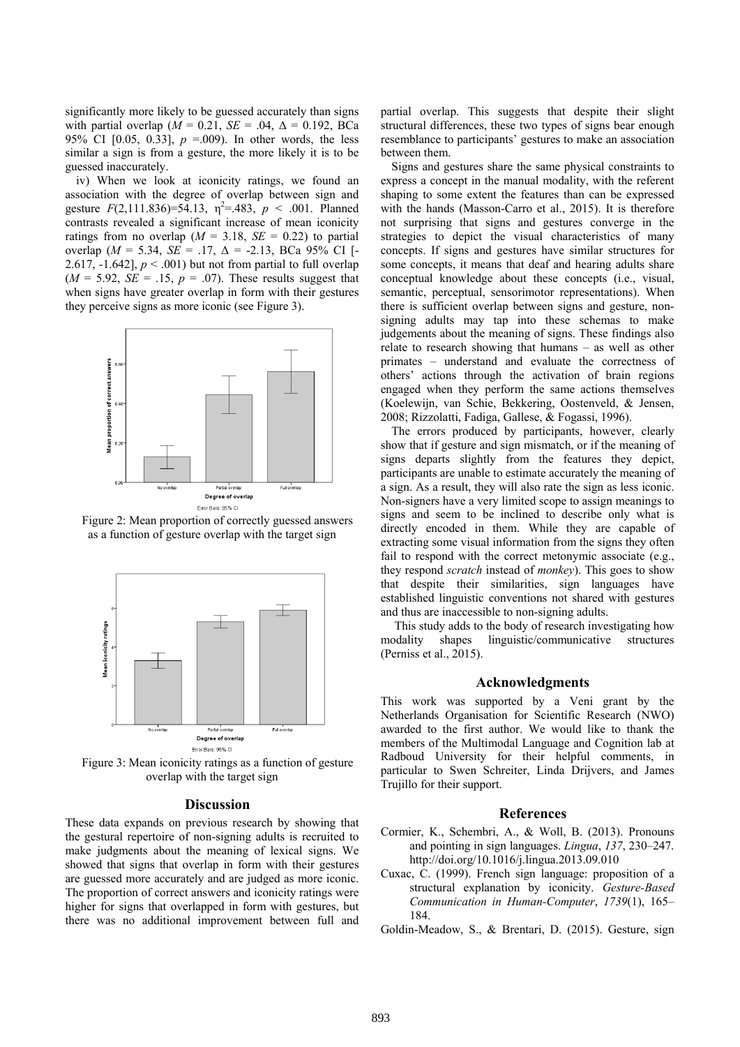significantly more likely to be guessed accurately than signs with partial overlap ($M$ = 0.21, $SE$ = .04, $\Delta$ = 0.192, BCa 95% CI [0.05, 0.33], $p$ =.009). In other words, the less similar a sign is from a gesture, the more likely it is to be guessed inaccurately.

iv) When we look at iconicity ratings, we found an association with the degree of overlap between sign and gesture $F(2,111.836)$=54.13, $\eta^2$=.483, $p$ < .001. Planned contrasts revealed a significant increase of mean iconicity ratings from no overlap ($M$ = 3.18, $SE$ = 0.22) to partial overlap ($M$ = 5.34, $SE$ = .17, $\Delta$ = -2.13, BCa 95% CI [-2.617, -1.642], $p$ < .001) but not from partial to full overlap ($M$ = 5.92, $SE$ = .15, $p$ = .07). These results suggest that when signs have greater overlap in form with their gestures they perceive signs as more iconic (see Figure 3).

Figure 2: Mean proportion of correctly guessed answers as a function of gesture overlap with the target sign

Figure 3: Mean iconicity ratings as a function of gesture overlap with the target sign

## Discussion

These data expands on previous research by showing that the gestural repertoire of non-signing adults is recruited to make judgments about the meaning of lexical signs. We showed that signs that overlap in form with their gestures are guessed more accurately and are judged as more iconic. The proportion of correct answers and iconicity ratings were higher for signs that overlapped in form with gestures, but there was no additional improvement between full and partial overlap. This suggests that despite their slight structural differences, these two types of signs bear enough resemblance to participants' gestures to make an association between them.

Signs and gestures share the same physical constraints to express a concept in the manual modality, with the referent shaping to some extent the features than can be expressed with the hands (Masson-Carro et al., 2015). It is therefore not surprising that signs and gestures converge in the strategies to depict the visual characteristics of many concepts. If signs and gestures have similar structures for some concepts, it means that deaf and hearing adults share conceptual knowledge about these concepts (i.e., visual, semantic, perceptual, sensorimotor representations). When there is sufficient overlap between signs and gesture, non-signing adults may tap into these schemas to make judgements about the meaning of signs. These findings also relate to research showing that humans – as well as other primates – understand and evaluate the correctness of others' actions through the activation of brain regions engaged when they perform the same actions themselves (Koelewijn, van Schie, Bekkering, Oostenveld, & Jensen, 2008; Rizzolatti, Fadiga, Gallese, & Fogassi, 1996).

The errors produced by participants, however, clearly show that if gesture and sign mismatch, or if the meaning of signs departs slightly from the features they depict, participants are unable to estimate accurately the meaning of a sign. As a result, they will also rate the sign as less iconic. Non-signers have a very limited scope to assign meanings to signs and seem to be inclined to describe only what is directly encoded in them. While they are capable of extracting some visual information from the signs they often fail to respond with the correct metonymic associate (e.g., they respond *scratch* instead of *monkey*). This goes to show that despite their similarities, sign languages have established linguistic conventions not shared with gestures and thus are inaccessible to non-signing adults.

This study adds to the body of research investigating how modality shapes linguistic/communicative structures (Perniss et al., 2015).

## Acknowledgments

This work was supported by a Veni grant by the Netherlands Organisation for Scientific Research (NWO) awarded to the first author. We would like to thank the members of the Multimodal Language and Cognition lab at Radboud University for their helpful comments, in particular to Swen Schreiter, Linda Drijvers, and James Trujillo for their support.

## References

Cormier, K., Schembri, A., & Woll, B. (2013). Pronouns and pointing in sign languages. *Lingua*, *137*, 230–247. http://doi.org/10.1016/j.lingua.2013.09.010

Cuxac, C. (1999). French sign language: proposition of a structural explanation by iconicity. *Gesture-Based Communication in Human-Computer*, *1739*(1), 165–184.

Goldin-Meadow, S., & Brentari, D. (2015). Gesture, sign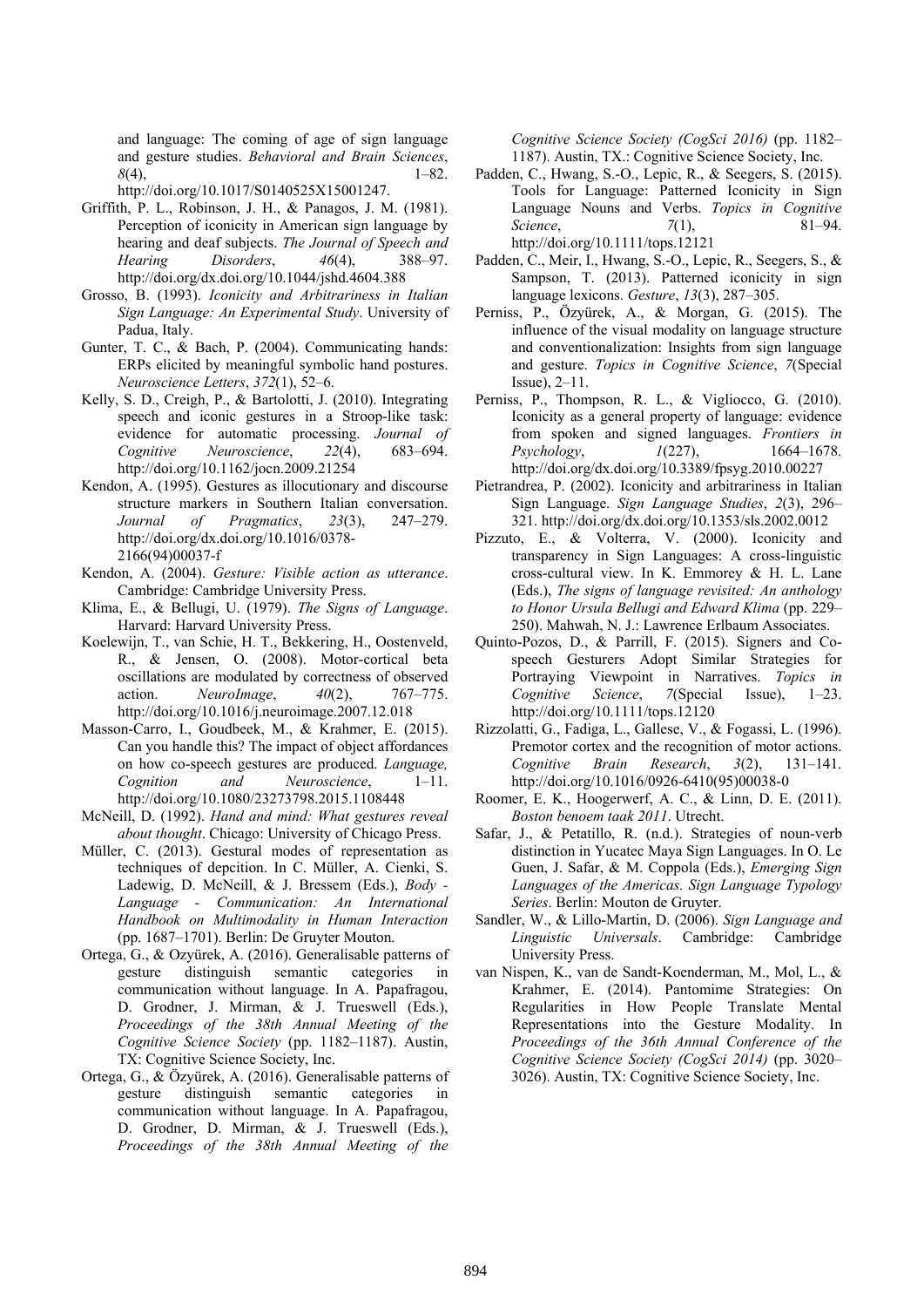and language: The coming of age of sign language and gesture studies. *Behavioral and Brain Sciences*, *8*(4), 1–82. http://doi.org/10.1017/S0140525X15001247.

Griffith, P. L., Robinson, J. H., & Panagos, J. M. (1981). Perception of iconicity in American sign language by hearing and deaf subjects. *The Journal of Speech and Hearing Disorders*, *46*(4), 388–97. http://doi.org/dx.doi.org/10.1044/jshd.4604.388

Grosso, B. (1993). *Iconicity and Arbitrariness in Italian Sign Language: An Experimental Study*. University of Padua, Italy.

Gunter, T. C., & Bach, P. (2004). Communicating hands: ERPs elicited by meaningful symbolic hand postures. *Neuroscience Letters*, *372*(1), 52–6.

Kelly, S. D., Creigh, P., & Bartolotti, J. (2010). Integrating speech and iconic gestures in a Stroop-like task: evidence for automatic processing. *Journal of Cognitive Neuroscience*, *22*(4), 683–694. http://doi.org/10.1162/jocn.2009.21254

Kendon, A. (1995). Gestures as illocutionary and discourse structure markers in Southern Italian conversation. *Journal of Pragmatics*, *23*(3), 247–279. http://doi.org/dx.doi.org/10.1016/0378-2166(94)00037-f

Kendon, A. (2004). *Gesture: Visible action as utterance*. Cambridge: Cambridge University Press.

Klima, E., & Bellugi, U. (1979). *The Signs of Language*. Harvard: Harvard University Press.

Koelewijn, T., van Schie, H. T., Bekkering, H., Oostenveld, R., & Jensen, O. (2008). Motor-cortical beta oscillations are modulated by correctness of observed action. *NeuroImage*, *40*(2), 767–775. http://doi.org/10.1016/j.neuroimage.2007.12.018

Masson-Carro, I., Goudbeek, M., & Krahmer, E. (2015). Can you handle this? The impact of object affordances on how co-speech gestures are produced. *Language, Cognition and Neuroscience*, 1–11. http://doi.org/10.1080/23273798.2015.1108448

McNeill, D. (1992). *Hand and mind: What gestures reveal about thought*. Chicago: University of Chicago Press.

Müller, C. (2013). Gestural modes of representation as techniques of depcition. In C. Müller, A. Cienki, S. Ladewig, D. McNeill, & J. Bressem (Eds.), *Body - Language - Communication: An International Handbook on Multimodality in Human Interaction* (pp. 1687–1701). Berlin: De Gruyter Mouton.

Ortega, G., & Ozyürek, A. (2016). Generalisable patterns of gesture distinguish semantic categories in communication without language. In A. Papafragou, D. Grodner, J. Mirman, & J. Trueswell (Eds.), *Proceedings of the 38th Annual Meeting of the Cognitive Science Society* (pp. 1182–1187). Austin, TX: Cognitive Science Society, Inc.

Ortega, G., & Özyürek, A. (2016). Generalisable patterns of gesture distinguish semantic categories in communication without language. In A. Papafragou, D. Grodner, D. Mirman, & J. Trueswell (Eds.), *Proceedings of the 38th Annual Meeting of the Cognitive Science Society (CogSci 2016)* (pp. 1182–1187). Austin, TX.: Cognitive Science Society, Inc.

Padden, C., Hwang, S.-O., Lepic, R., & Seegers, S. (2015). Tools for Language: Patterned Iconicity in Sign Language Nouns and Verbs. *Topics in Cognitive Science*, *7*(1), 81–94. http://doi.org/10.1111/tops.12121

Padden, C., Meir, I., Hwang, S.-O., Lepic, R., Seegers, S., & Sampson, T. (2013). Patterned iconicity in sign language lexicons. *Gesture*, *13*(3), 287–305.

Perniss, P., Özyürek, A., & Morgan, G. (2015). The influence of the visual modality on language structure and conventionalization: Insights from sign language and gesture. *Topics in Cognitive Science*, *7*(Special Issue), 2–11.

Perniss, P., Thompson, R. L., & Vigliocco, G. (2010). Iconicity as a general property of language: evidence from spoken and signed languages. *Frontiers in Psychology*, *1*(227), 1664–1678. http://doi.org/dx.doi.org/10.3389/fpsyg.2010.00227

Pietrandrea, P. (2002). Iconicity and arbitrariness in Italian Sign Language. *Sign Language Studies*, *2*(3), 296–321. http://doi.org/dx.doi.org/10.1353/sls.2002.0012

Pizzuto, E., & Volterra, V. (2000). Iconicity and transparency in Sign Languages: A cross-linguistic cross-cultural view. In K. Emmorey & H. L. Lane (Eds.), *The signs of language revisited: An anthology to Honor Ursula Bellugi and Edward Klima* (pp. 229–250). Mahwah, N. J.: Lawrence Erlbaum Associates.

Quinto-Pozos, D., & Parrill, F. (2015). Signers and Co-speech Gesturers Adopt Similar Strategies for Portraying Viewpoint in Narratives. *Topics in Cognitive Science*, *7*(Special Issue), 1–23. http://doi.org/10.1111/tops.12120

Rizzolatti, G., Fadiga, L., Gallese, V., & Fogassi, L. (1996). Premotor cortex and the recognition of motor actions. *Cognitive Brain Research*, *3*(2), 131–141. http://doi.org/10.1016/0926-6410(95)00038-0

Roomer, E. K., Hoogerwerf, A. C., & Linn, D. E. (2011). *Boston benoem taak 2011*. Utrecht.

Safar, J., & Petatillo, R. (n.d.). Strategies of noun-verb distinction in Yucatec Maya Sign Languages. In O. Le Guen, J. Safar, & M. Coppola (Eds.), *Emerging Sign Languages of the Americas. Sign Language Typology Series*. Berlin: Mouton de Gruyter.

Sandler, W., & Lillo-Martin, D. (2006). *Sign Language and Linguistic Universals*. Cambridge: Cambridge University Press.

van Nispen, K., van de Sandt-Koenderman, M., Mol, L., & Krahmer, E. (2014). Pantomime Strategies: On Regularities in How People Translate Mental Representations into the Gesture Modality. In *Proceedings of the 36th Annual Conference of the Cognitive Science Society (CogSci 2014)* (pp. 3020–3026). Austin, TX: Cognitive Science Society, Inc.